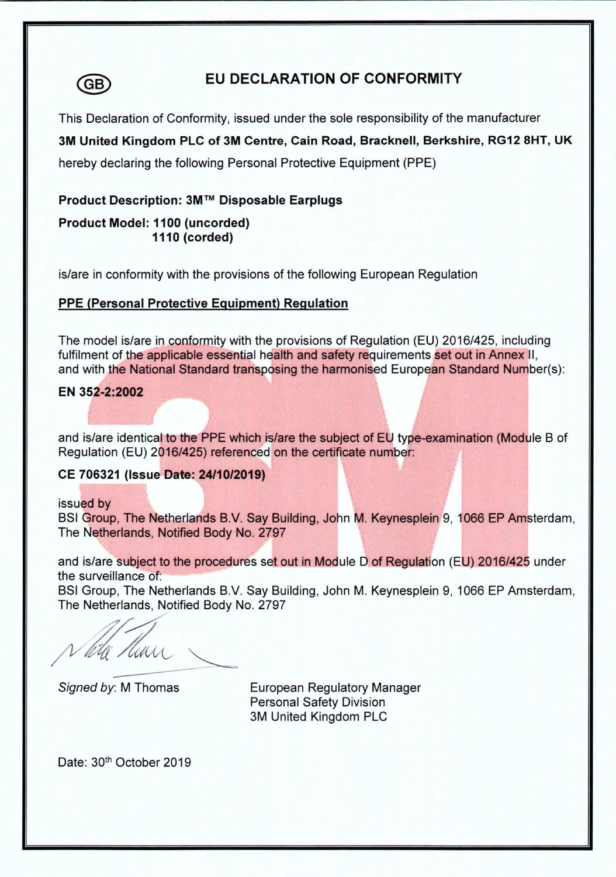(GB)

# EU DECLARATION OF CONFORMITY

This Declaration of Conformity, issued under the sole responsibility of the manufacturer

**3M United Kingdom PLC of 3M Centre, Cain Road, Bracknell, Berkshire, RG12 8HT, UK**

hereby declaring the following Personal Protective Equipment (PPE)

**Product Description: 3M™ Disposable Earplugs**

**Product Model: 1100 (uncorded)**
**1110 (corded)**

is/are in conformity with the provisions of the following European Regulation

**PPE (Personal Protective Equipment) Regulation**

The model is/are in conformity with the provisions of Regulation (EU) 2016/425, including fulfilment of the applicable essential health and safety requirements set out in Annex II, and with the National Standard transposing the harmonised European Standard Number(s):

**EN 352-2:2002**

and is/are identical to the PPE which is/are the subject of EU type-examination (Module B of Regulation (EU) 2016/425) referenced on the certificate number:

**CE 706321 (Issue Date: 24/10/2019)**

issued by
BSI Group, The Netherlands B.V. Say Building, John M. Keynesplein 9, 1066 EP Amsterdam, The Netherlands, Notified Body No. 2797

and is/are subject to the procedures set out in Module D of Regulation (EU) 2016/425 under the surveillance of:
BSI Group, The Netherlands B.V. Say Building, John M. Keynesplein 9, 1066 EP Amsterdam, The Netherlands, Notified Body No. 2797

*Signed by*: M Thomas

European Regulatory Manager
Personal Safety Division
3M United Kingdom PLC

Date: 30th October 2019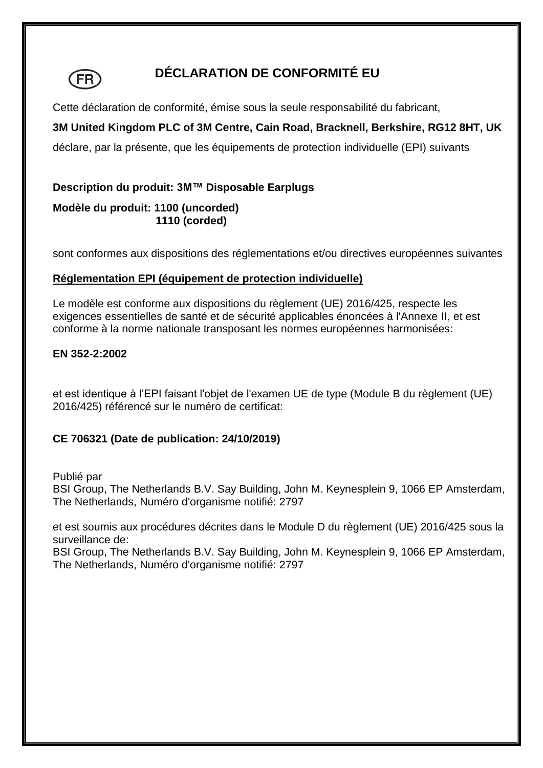FR

# DÉCLARATION DE CONFORMITÉ EU

Cette déclaration de conformité, émise sous la seule responsabilité du fabricant,

**3M United Kingdom PLC of 3M Centre, Cain Road, Bracknell, Berkshire, RG12 8HT, UK**

déclare, par la présente, que les équipements de protection individuelle (EPI) suivants

**Description du produit: 3M™ Disposable Earplugs**

**Modèle du produit: 1100 (uncorded)**
**1110 (corded)**

sont conformes aux dispositions des réglementations et/ou directives européennes suivantes

**Réglementation EPI (équipement de protection individuelle)**

Le modèle est conforme aux dispositions du règlement (UE) 2016/425, respecte les exigences essentielles de santé et de sécurité applicables énoncées à l'Annexe II, et est conforme à la norme nationale transposant les normes européennes harmonisées:

**EN 352-2:2002**

et est identique à l'EPI faisant l'objet de l'examen UE de type (Module B du règlement (UE) 2016/425) référencé sur le numéro de certificat:

**CE 706321 (Date de publication: 24/10/2019)**

Publié par
BSI Group, The Netherlands B.V. Say Building, John M. Keynesplein 9, 1066 EP Amsterdam, The Netherlands, Numéro d'organisme notifié: 2797

et est soumis aux procédures décrites dans le Module D du règlement (UE) 2016/425 sous la surveillance de:
BSI Group, The Netherlands B.V. Say Building, John M. Keynesplein 9, 1066 EP Amsterdam, The Netherlands, Numéro d'organisme notifié: 2797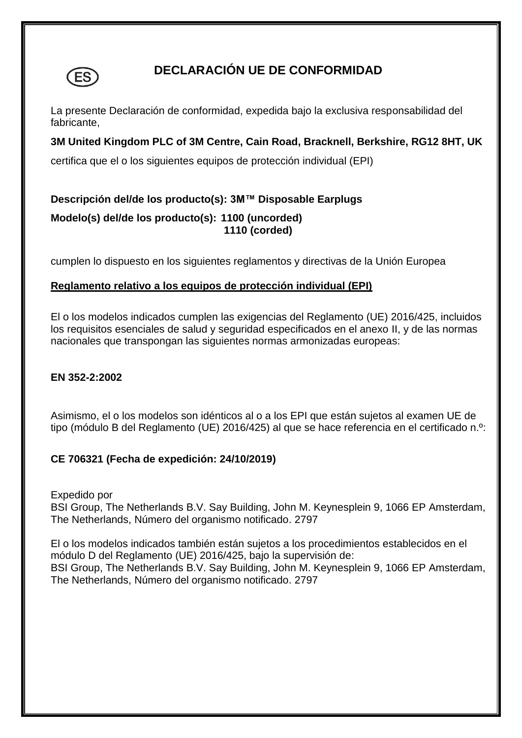ES

# DECLARACIÓN UE DE CONFORMIDAD

La presente Declaración de conformidad, expedida bajo la exclusiva responsabilidad del fabricante,

**3M United Kingdom PLC of 3M Centre, Cain Road, Bracknell, Berkshire, RG12 8HT, UK**

certifica que el o los siguientes equipos de protección individual (EPI)

**Descripción del/de los producto(s): 3M™ Disposable Earplugs**

**Modelo(s) del/de los producto(s): 1100 (uncorded)**
**1110 (corded)**

cumplen lo dispuesto en los siguientes reglamentos y directivas de la Unión Europea

**<u>Reglamento relativo a los equipos de protección individual (EPI)</u>**

El o los modelos indicados cumplen las exigencias del Reglamento (UE) 2016/425, incluidos los requisitos esenciales de salud y seguridad especificados en el anexo II, y de las normas nacionales que transpongan las siguientes normas armonizadas europeas:

**EN 352-2:2002**

Asimismo, el o los modelos son idénticos al o a los EPI que están sujetos al examen UE de tipo (módulo B del Reglamento (UE) 2016/425) al que se hace referencia en el certificado n.º:

**CE 706321 (Fecha de expedición: 24/10/2019)**

Expedido por
BSI Group, The Netherlands B.V. Say Building, John M. Keynesplein 9, 1066 EP Amsterdam, The Netherlands, Número del organismo notificado. 2797

El o los modelos indicados también están sujetos a los procedimientos establecidos en el módulo D del Reglamento (UE) 2016/425, bajo la supervisión de:
BSI Group, The Netherlands B.V. Say Building, John M. Keynesplein 9, 1066 EP Amsterdam, The Netherlands, Número del organismo notificado. 2797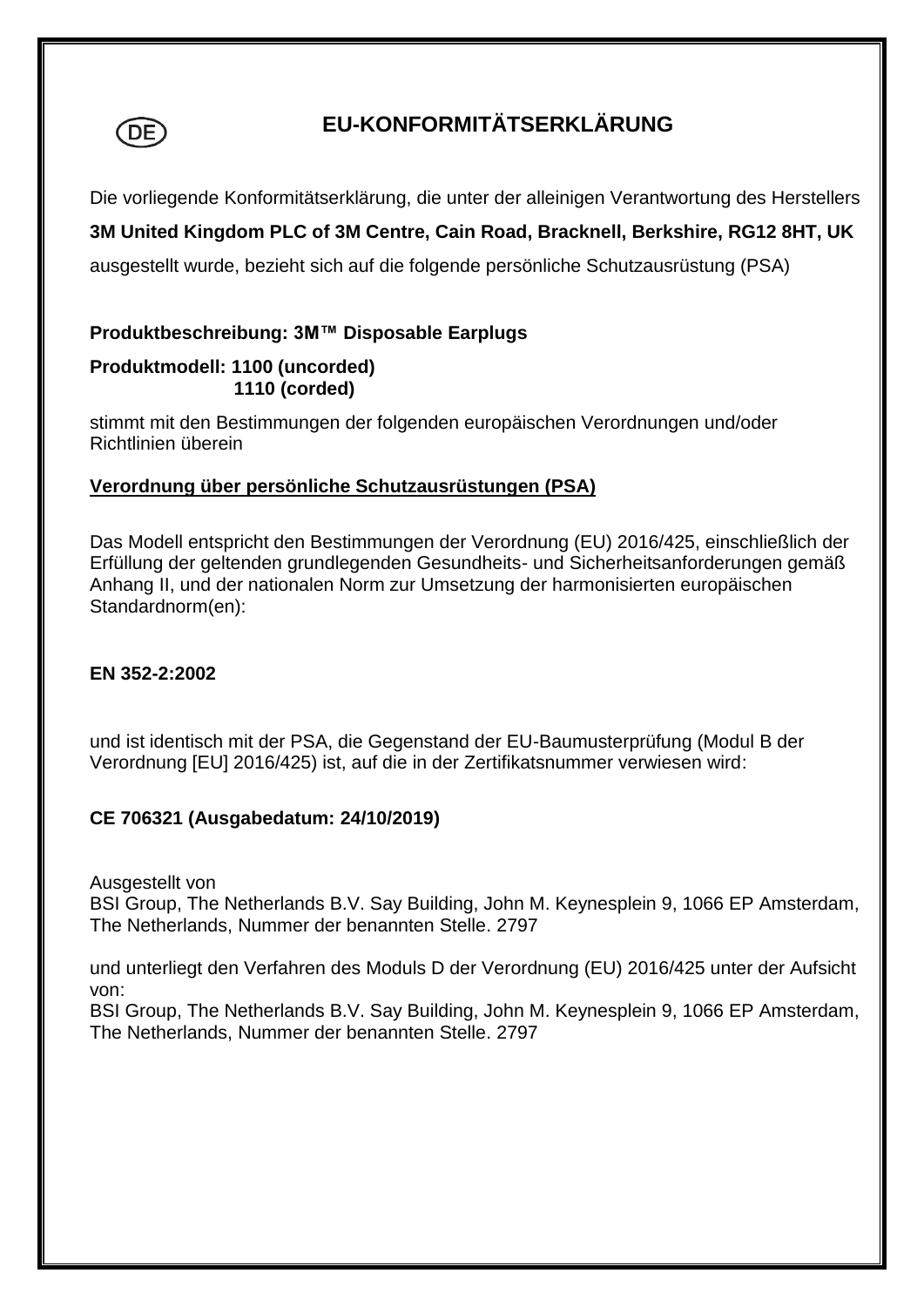DE

# EU-KONFORMITÄTSERKLÄRUNG

Die vorliegende Konformitätserklärung, die unter der alleinigen Verantwortung des Herstellers

**3M United Kingdom PLC of 3M Centre, Cain Road, Bracknell, Berkshire, RG12 8HT, UK**

ausgestellt wurde, bezieht sich auf die folgende persönliche Schutzausrüstung (PSA)

**Produktbeschreibung: 3M™ Disposable Earplugs**

**Produktmodell: 1100 (uncorded)**
**1110 (corded)**

stimmt mit den Bestimmungen der folgenden europäischen Verordnungen und/oder Richtlinien überein

**Verordnung über persönliche Schutzausrüstungen (PSA)**

Das Modell entspricht den Bestimmungen der Verordnung (EU) 2016/425, einschließlich der Erfüllung der geltenden grundlegenden Gesundheits- und Sicherheitsanforderungen gemäß Anhang II, und der nationalen Norm zur Umsetzung der harmonisierten europäischen Standardnorm(en):

**EN 352-2:2002**

und ist identisch mit der PSA, die Gegenstand der EU-Baumusterprüfung (Modul B der Verordnung [EU] 2016/425) ist, auf die in der Zertifikatsnummer verwiesen wird:

**CE 706321 (Ausgabedatum: 24/10/2019)**

Ausgestellt von
BSI Group, The Netherlands B.V. Say Building, John M. Keynesplein 9, 1066 EP Amsterdam, The Netherlands, Nummer der benannten Stelle. 2797

und unterliegt den Verfahren des Moduls D der Verordnung (EU) 2016/425 unter der Aufsicht von:
BSI Group, The Netherlands B.V. Say Building, John M. Keynesplein 9, 1066 EP Amsterdam, The Netherlands, Nummer der benannten Stelle. 2797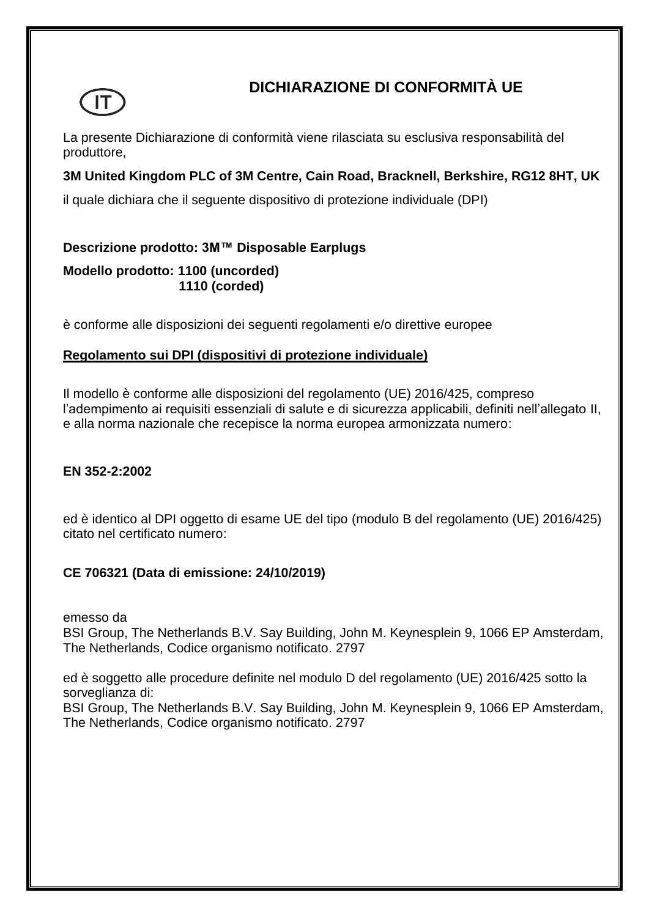IT

# DICHIARAZIONE DI CONFORMITÀ UE

La presente Dichiarazione di conformità viene rilasciata su esclusiva responsabilità del produttore,

**3M United Kingdom PLC of 3M Centre, Cain Road, Bracknell, Berkshire, RG12 8HT, UK**

il quale dichiara che il seguente dispositivo di protezione individuale (DPI)

**Descrizione prodotto: 3M™ Disposable Earplugs**

**Modello prodotto: 1100 (uncorded)**
**1110 (corded)**

è conforme alle disposizioni dei seguenti regolamenti e/o direttive europee

**Regolamento sui DPI (dispositivi di protezione individuale)**

Il modello è conforme alle disposizioni del regolamento (UE) 2016/425, compreso l'adempimento ai requisiti essenziali di salute e di sicurezza applicabili, definiti nell'allegato II, e alla norma nazionale che recepisce la norma europea armonizzata numero:

**EN 352-2:2002**

ed è identico al DPI oggetto di esame UE del tipo (modulo B del regolamento (UE) 2016/425) citato nel certificato numero:

**CE 706321 (Data di emissione: 24/10/2019)**

emesso da
BSI Group, The Netherlands B.V. Say Building, John M. Keynesplein 9, 1066 EP Amsterdam, The Netherlands, Codice organismo notificato. 2797

ed è soggetto alle procedure definite nel modulo D del regolamento (UE) 2016/425 sotto la sorveglianza di:
BSI Group, The Netherlands B.V. Say Building, John M. Keynesplein 9, 1066 EP Amsterdam, The Netherlands, Codice organismo notificato. 2797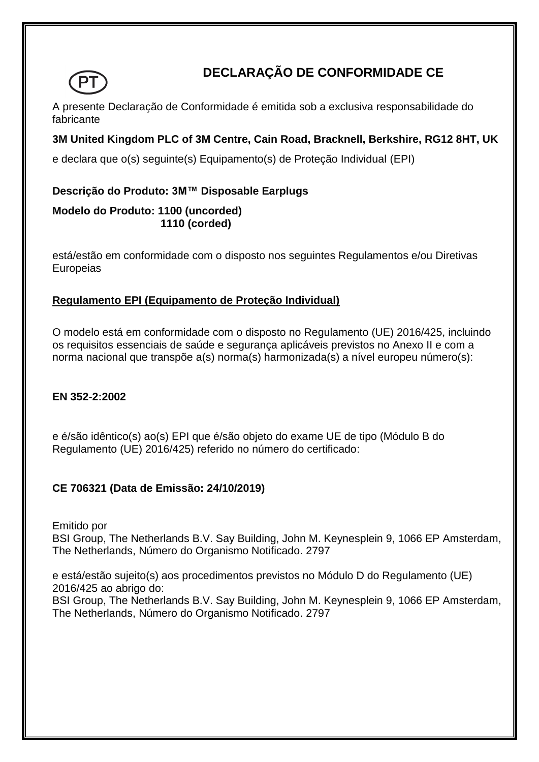PT

# DECLARAÇÃO DE CONFORMIDADE CE

A presente Declaração de Conformidade é emitida sob a exclusiva responsabilidade do fabricante

**3M United Kingdom PLC of 3M Centre, Cain Road, Bracknell, Berkshire, RG12 8HT, UK**

e declara que o(s) seguinte(s) Equipamento(s) de Proteção Individual (EPI)

**Descrição do Produto: 3M™ Disposable Earplugs**

**Modelo do Produto: 1100 (uncorded)**
**1110 (corded)**

está/estão em conformidade com o disposto nos seguintes Regulamentos e/ou Diretivas Europeias

**Regulamento EPI (Equipamento de Proteção Individual)**

O modelo está em conformidade com o disposto no Regulamento (UE) 2016/425, incluindo os requisitos essenciais de saúde e segurança aplicáveis previstos no Anexo II e com a norma nacional que transpõe a(s) norma(s) harmonizada(s) a nível europeu número(s):

**EN 352-2:2002**

e é/são idêntico(s) ao(s) EPI que é/são objeto do exame UE de tipo (Módulo B do Regulamento (UE) 2016/425) referido no número do certificado:

**CE 706321 (Data de Emissão: 24/10/2019)**

Emitido por
BSI Group, The Netherlands B.V. Say Building, John M. Keynesplein 9, 1066 EP Amsterdam, The Netherlands, Número do Organismo Notificado. 2797

e está/estão sujeito(s) aos procedimentos previstos no Módulo D do Regulamento (UE) 2016/425 ao abrigo do:
BSI Group, The Netherlands B.V. Say Building, John M. Keynesplein 9, 1066 EP Amsterdam, The Netherlands, Número do Organismo Notificado. 2797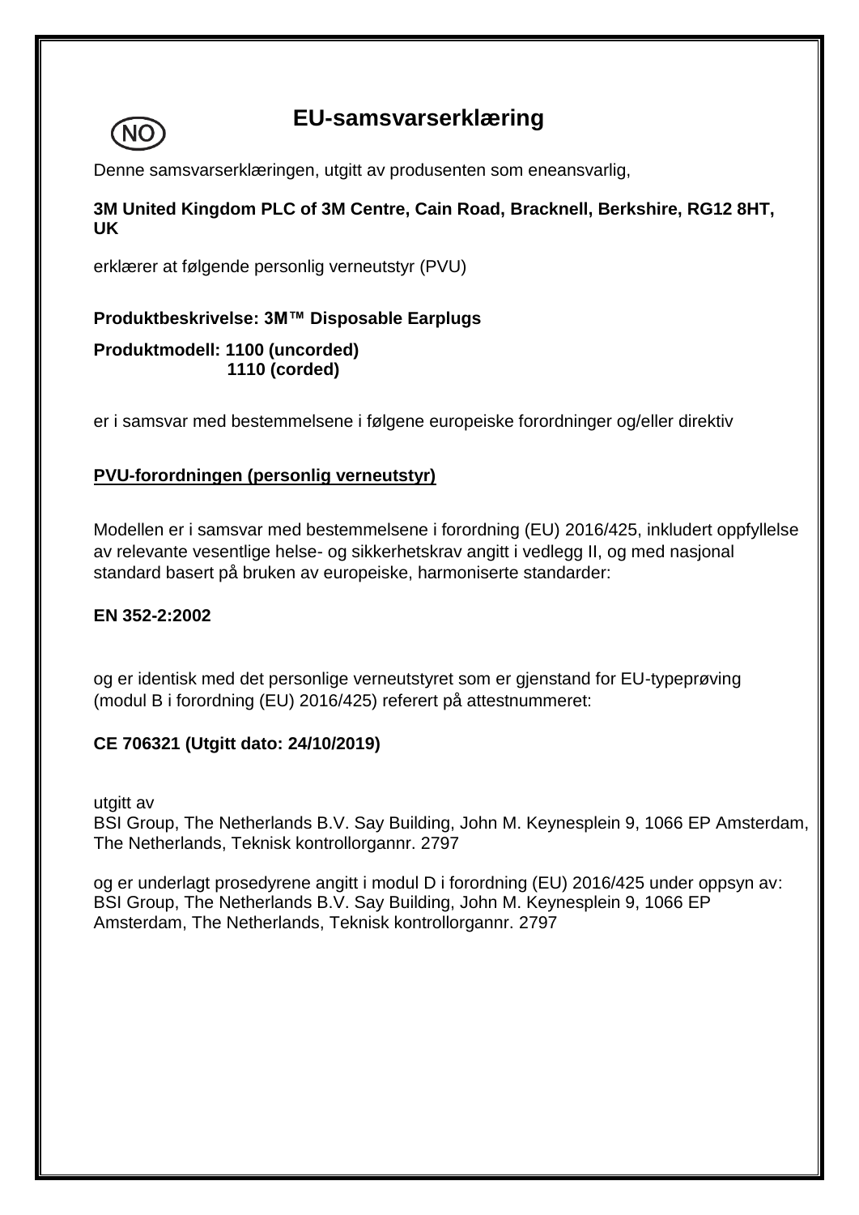NO

# EU-samsvarserklæring

Denne samsvarserklæringen, utgitt av produsenten som eneansvarlig,

**3M United Kingdom PLC of 3M Centre, Cain Road, Bracknell, Berkshire, RG12 8HT, UK**

erklærer at følgende personlig verneutstyr (PVU)

**Produktbeskrivelse: 3M™ Disposable Earplugs**

**Produktmodell: 1100 (uncorded)**
**1110 (corded)**

er i samsvar med bestemmelsene i følgene europeiske forordninger og/eller direktiv

**PVU-forordningen (personlig verneutstyr)**

Modellen er i samsvar med bestemmelsene i forordning (EU) 2016/425, inkludert oppfyllelse av relevante vesentlige helse- og sikkerhetskrav angitt i vedlegg II, og med nasjonal standard basert på bruken av europeiske, harmoniserte standarder:

**EN 352-2:2002**

og er identisk med det personlige verneutstyret som er gjenstand for EU-typeprøving (modul B i forordning (EU) 2016/425) referert på attestnummeret:

**CE 706321 (Utgitt dato: 24/10/2019)**

utgitt av
BSI Group, The Netherlands B.V. Say Building, John M. Keynesplein 9, 1066 EP Amsterdam, The Netherlands, Teknisk kontrollorgannr. 2797

og er underlagt prosedyrene angitt i modul D i forordning (EU) 2016/425 under oppsyn av:
BSI Group, The Netherlands B.V. Say Building, John M. Keynesplein 9, 1066 EP Amsterdam, The Netherlands, Teknisk kontrollorgannr. 2797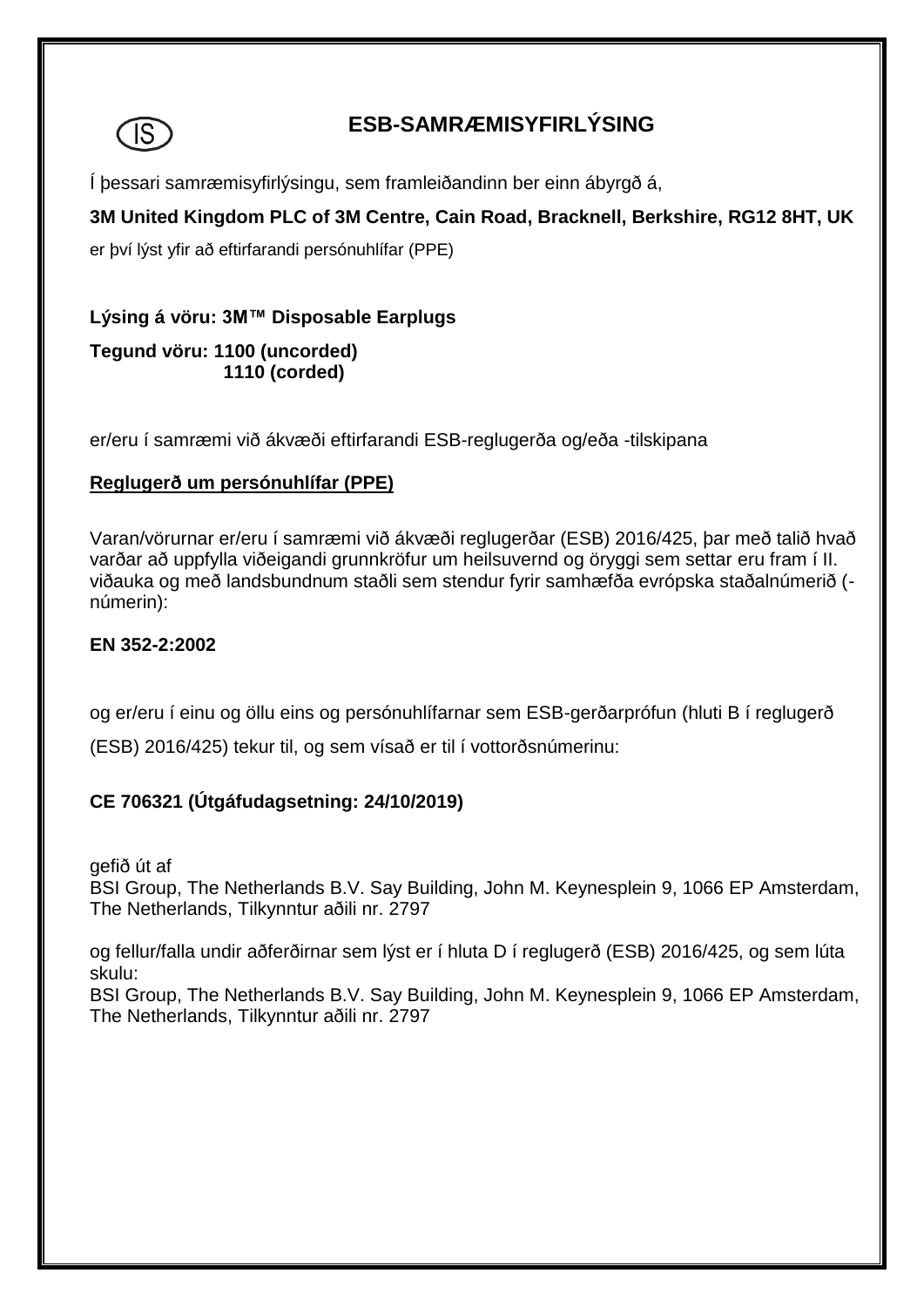IS

# ESB-SAMRÆMISYFIRLÝSING

Í þessari samræmisyfirlýsingu, sem framleiðandinn ber einn ábyrgð á,

**3M United Kingdom PLC of 3M Centre, Cain Road, Bracknell, Berkshire, RG12 8HT, UK**

er því lýst yfir að eftirfarandi persónuhlífar (PPE)

**Lýsing á vöru: 3M™ Disposable Earplugs**

**Tegund vöru: 1100 (uncorded)**
**1110 (corded)**

er/eru í samræmi við ákvæði eftirfarandi ESB-reglugerða og/eða -tilskipana

**<u>Reglugerð um persónuhlífar (PPE)</u>**

Varan/vörurnar er/eru í samræmi við ákvæði reglugerðar (ESB) 2016/425, þar með talið hvað varðar að uppfylla viðeigandi grunnkröfur um heilsuvernd og öryggi sem settar eru fram í II. viðauka og með landsbundnum staðli sem stendur fyrir samhæfða evrópska staðalnúmerið (-númerin):

**EN 352-2:2002**

og er/eru í einu og öllu eins og persónuhlífarnar sem ESB-gerðarprófun (hluti B í reglugerð (ESB) 2016/425) tekur til, og sem vísað er til í vottorðsnúmerinu:

**CE 706321 (Útgáfudagsetning: 24/10/2019)**

gefið út af
BSI Group, The Netherlands B.V. Say Building, John M. Keynesplein 9, 1066 EP Amsterdam, The Netherlands, Tilkynntur aðili nr. 2797

og fellur/falla undir aðferðirnar sem lýst er í hluta D í reglugerð (ESB) 2016/425, og sem lúta skulu:
BSI Group, The Netherlands B.V. Say Building, John M. Keynesplein 9, 1066 EP Amsterdam, The Netherlands, Tilkynntur aðili nr. 2797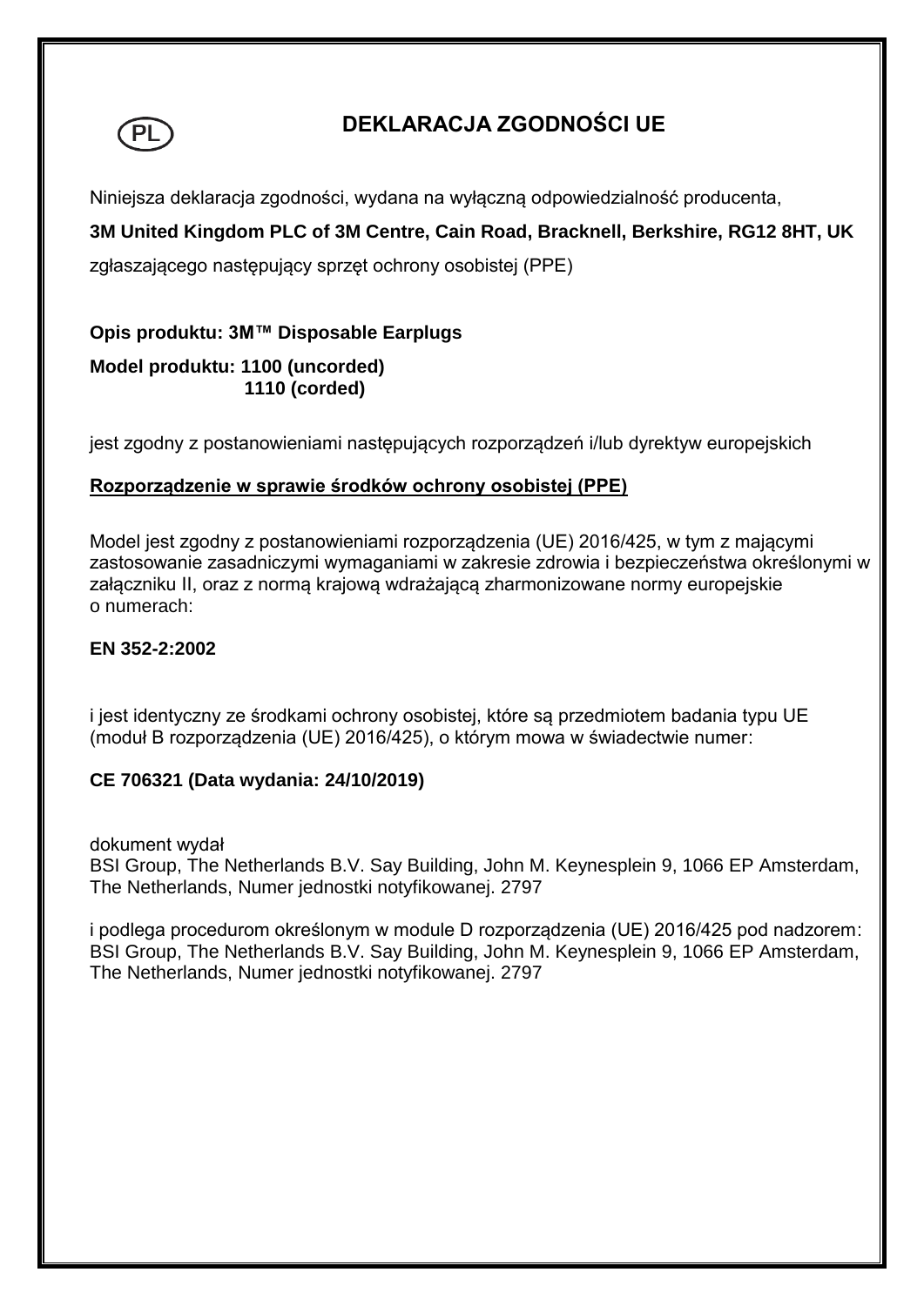PL

# DEKLARACJA ZGODNOŚCI UE

Niniejsza deklaracja zgodności, wydana na wyłączną odpowiedzialność producenta,

**3M United Kingdom PLC of 3M Centre, Cain Road, Bracknell, Berkshire, RG12 8HT, UK**

zgłaszającego następujący sprzęt ochrony osobistej (PPE)

**Opis produktu: 3M™ Disposable Earplugs**

**Model produktu: 1100 (uncorded)**
**1110 (corded)**

jest zgodny z postanowieniami następujących rozporządzeń i/lub dyrektyw europejskich

**<u>Rozporządzenie w sprawie środków ochrony osobistej (PPE)</u>**

Model jest zgodny z postanowieniami rozporządzenia (UE) 2016/425, w tym z mającymi zastosowanie zasadniczymi wymaganiami w zakresie zdrowia i bezpieczeństwa określonymi w załączniku II, oraz z normą krajową wdrażającą zharmonizowane normy europejskie o numerach:

**EN 352-2:2002**

i jest identyczny ze środkami ochrony osobistej, które są przedmiotem badania typu UE (moduł B rozporządzenia (UE) 2016/425), o którym mowa w świadectwie numer:

**CE 706321 (Data wydania: 24/10/2019)**

dokument wydał
BSI Group, The Netherlands B.V. Say Building, John M. Keynesplein 9, 1066 EP Amsterdam, The Netherlands, Numer jednostki notyfikowanej. 2797

i podlega procedurom określonym w module D rozporządzenia (UE) 2016/425 pod nadzorem: BSI Group, The Netherlands B.V. Say Building, John M. Keynesplein 9, 1066 EP Amsterdam, The Netherlands, Numer jednostki notyfikowanej. 2797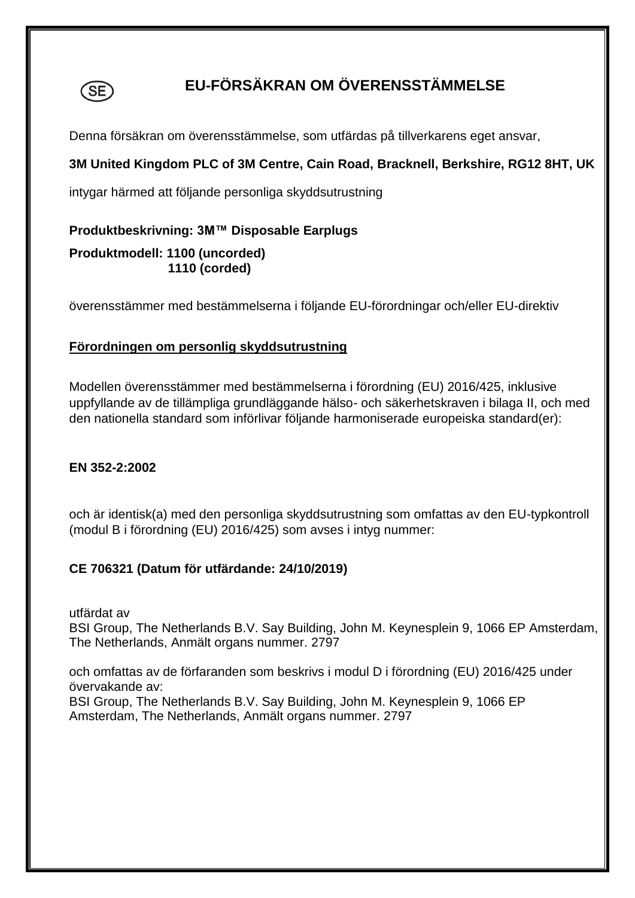(SE)

# EU-FÖRSÄKRAN OM ÖVERENSSTÄMMELSE

Denna försäkran om överensstämmelse, som utfärdas på tillverkarens eget ansvar,

**3M United Kingdom PLC of 3M Centre, Cain Road, Bracknell, Berkshire, RG12 8HT, UK**

intygar härmed att följande personliga skyddsutrustning

**Produktbeskrivning: 3M™ Disposable Earplugs**

**Produktmodell: 1100 (uncorded)**
**1110 (corded)**

överensstämmer med bestämmelserna i följande EU-förordningar och/eller EU-direktiv

**Förordningen om personlig skyddsutrustning**

Modellen överensstämmer med bestämmelserna i förordning (EU) 2016/425, inklusive uppfyllande av de tillämpliga grundläggande hälso- och säkerhetskraven i bilaga II, och med den nationella standard som införlivar följande harmoniserade europeiska standard(er):

**EN 352-2:2002**

och är identisk(a) med den personliga skyddsutrustning som omfattas av den EU-typkontroll (modul B i förordning (EU) 2016/425) som avses i intyg nummer:

**CE 706321 (Datum för utfärdande: 24/10/2019)**

utfärdat av
BSI Group, The Netherlands B.V. Say Building, John M. Keynesplein 9, 1066 EP Amsterdam, The Netherlands, Anmält organs nummer. 2797

och omfattas av de förfaranden som beskrivs i modul D i förordning (EU) 2016/425 under övervakande av:
BSI Group, The Netherlands B.V. Say Building, John M. Keynesplein 9, 1066 EP Amsterdam, The Netherlands, Anmält organs nummer. 2797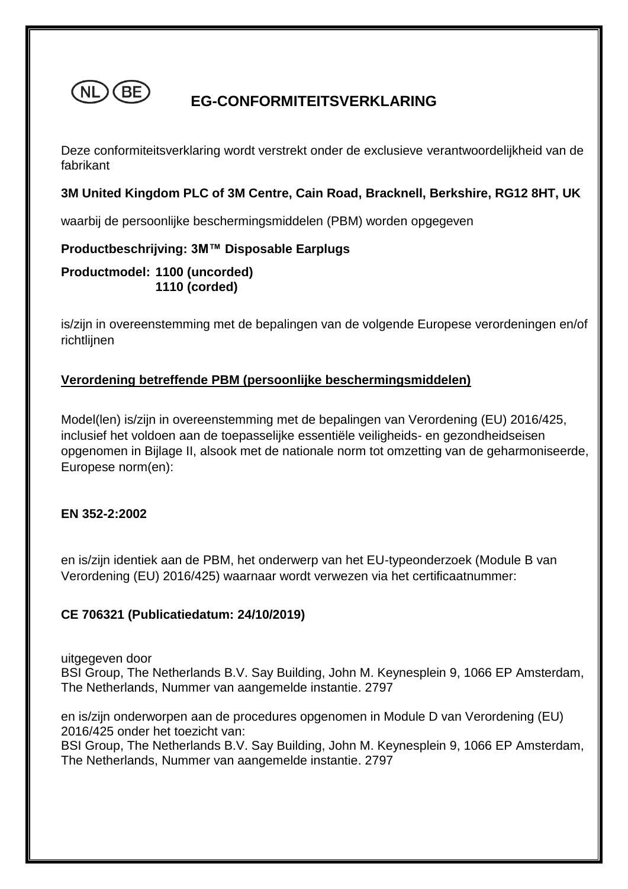(NL) (BE)

# EG-CONFORMITEITSVERKLARING

Deze conformiteitsverklaring wordt verstrekt onder de exclusieve verantwoordelijkheid van de fabrikant

**3M United Kingdom PLC of 3M Centre, Cain Road, Bracknell, Berkshire, RG12 8HT, UK**

waarbij de persoonlijke beschermingsmiddelen (PBM) worden opgegeven

**Productbeschrijving: 3M™ Disposable Earplugs**

**Productmodel: 1100 (uncorded)**
**1110 (corded)**

is/zijn in overeenstemming met de bepalingen van de volgende Europese verordeningen en/of richtlijnen

**Verordening betreffende PBM (persoonlijke beschermingsmiddelen)**

Model(len) is/zijn in overeenstemming met de bepalingen van Verordening (EU) 2016/425, inclusief het voldoen aan de toepasselijke essentiële veiligheids- en gezondheidseisen opgenomen in Bijlage II, alsook met de nationale norm tot omzetting van de geharmoniseerde, Europese norm(en):

**EN 352-2:2002**

en is/zijn identiek aan de PBM, het onderwerp van het EU-typeonderzoek (Module B van Verordening (EU) 2016/425) waarnaar wordt verwezen via het certificaatnummer:

**CE 706321 (Publicatiedatum: 24/10/2019)**

uitgegeven door
BSI Group, The Netherlands B.V. Say Building, John M. Keynesplein 9, 1066 EP Amsterdam, The Netherlands, Nummer van aangemelde instantie. 2797

en is/zijn onderworpen aan de procedures opgenomen in Module D van Verordening (EU) 2016/425 onder het toezicht van:
BSI Group, The Netherlands B.V. Say Building, John M. Keynesplein 9, 1066 EP Amsterdam, The Netherlands, Nummer van aangemelde instantie. 2797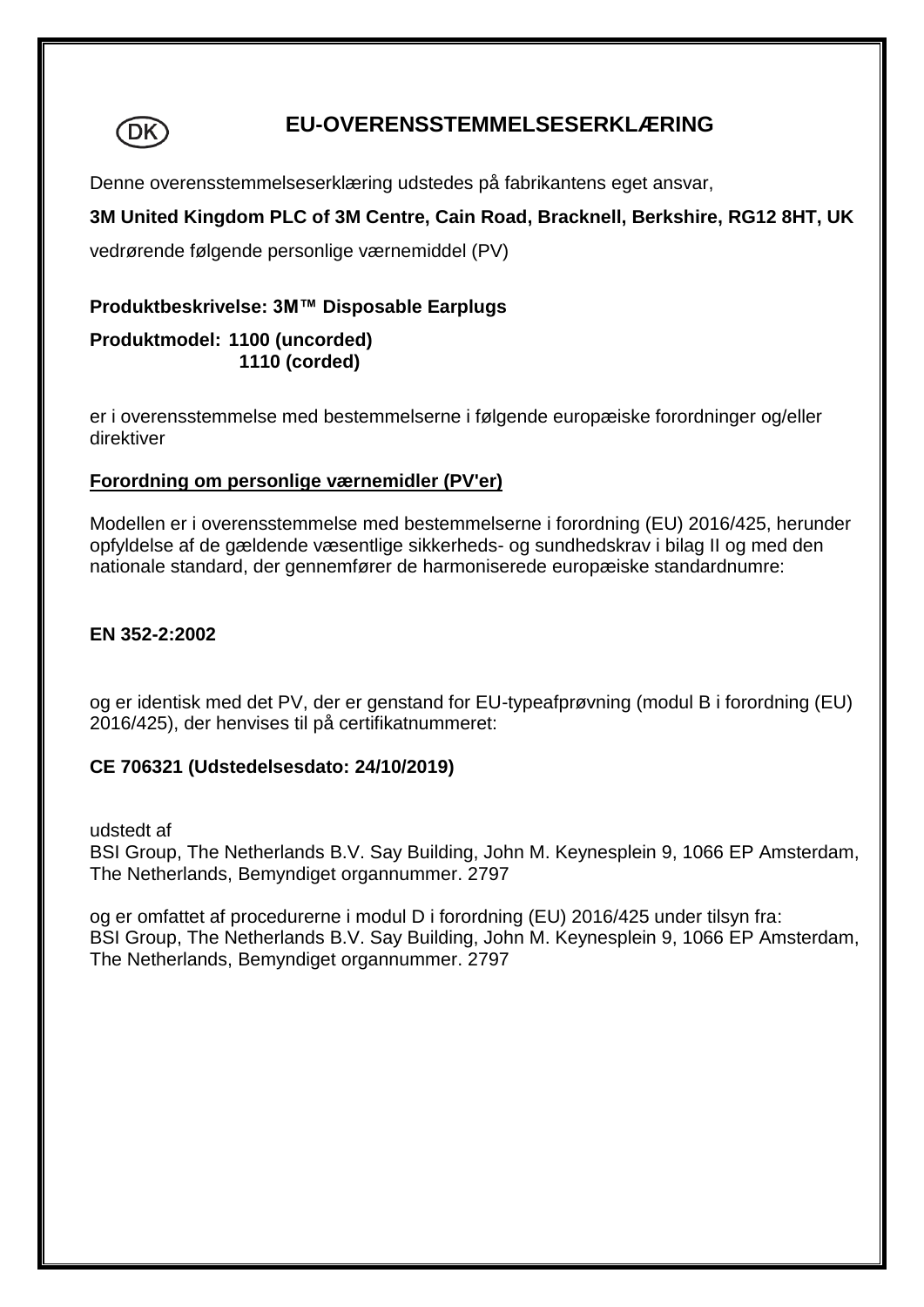DK

# EU-OVERENSSTEMMELSESERKLÆRING

Denne overensstemmelseserklæring udstedes på fabrikantens eget ansvar,

**3M United Kingdom PLC of 3M Centre, Cain Road, Bracknell, Berkshire, RG12 8HT, UK**

vedrørende følgende personlige værnemiddel (PV)

**Produktbeskrivelse: 3M™ Disposable Earplugs**

**Produktmodel: 1100 (uncorded)**
**1110 (corded)**

er i overensstemmelse med bestemmelserne i følgende europæiske forordninger og/eller direktiver

**Forordning om personlige værnemidler (PV'er)**

Modellen er i overensstemmelse med bestemmelserne i forordning (EU) 2016/425, herunder opfyldelse af de gældende væsentlige sikkerheds- og sundhedskrav i bilag II og med den nationale standard, der gennemfører de harmoniserede europæiske standardnumre:

**EN 352-2:2002**

og er identisk med det PV, der er genstand for EU-typeafprøvning (modul B i forordning (EU) 2016/425), der henvises til på certifikatnummeret:

**CE 706321 (Udstedelsesdato: 24/10/2019)**

udstedt af
BSI Group, The Netherlands B.V. Say Building, John M. Keynesplein 9, 1066 EP Amsterdam, The Netherlands, Bemyndiget organnummer. 2797

og er omfattet af procedurerne i modul D i forordning (EU) 2016/425 under tilsyn fra:
BSI Group, The Netherlands B.V. Say Building, John M. Keynesplein 9, 1066 EP Amsterdam, The Netherlands, Bemyndiget organnummer. 2797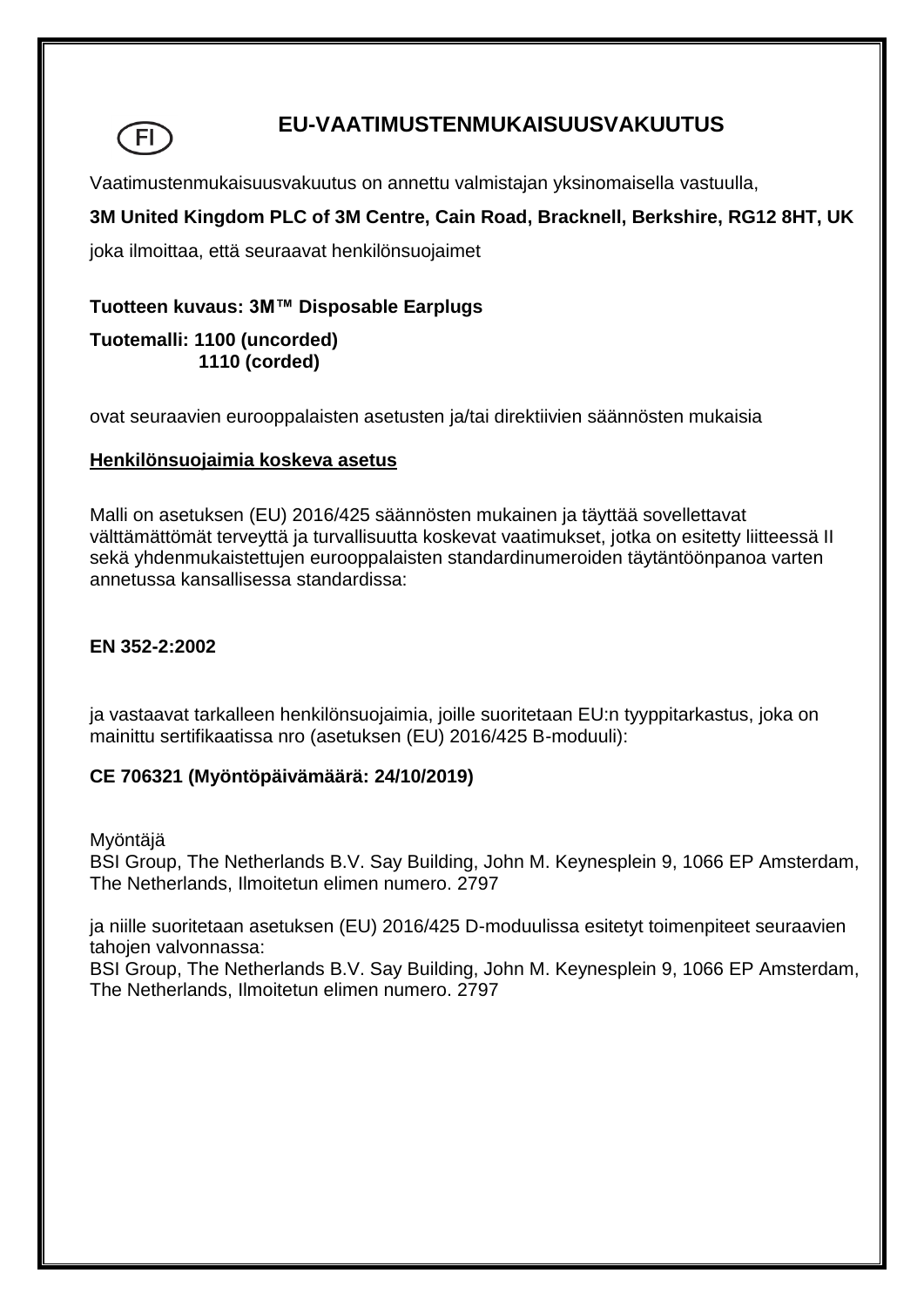FI

# EU-VAATIMUSTENMUKAISUUSVAKUUTUS

Vaatimustenmukaisuusvakuutus on annettu valmistajan yksinomaisella vastuulla,

**3M United Kingdom PLC of 3M Centre, Cain Road, Bracknell, Berkshire, RG12 8HT, UK**

joka ilmoittaa, että seuraavat henkilönsuojaimet

**Tuotteen kuvaus: 3M™ Disposable Earplugs**

**Tuotemalli: 1100 (uncorded)**
**1110 (corded)**

ovat seuraavien eurooppalaisten asetusten ja/tai direktiivien säännösten mukaisia

<u>**Henkilönsuojaimia koskeva asetus**</u>

Malli on asetuksen (EU) 2016/425 säännösten mukainen ja täyttää sovellettavat välttämättömät terveyttä ja turvallisuutta koskevat vaatimukset, jotka on esitetty liitteessä II sekä yhdenmukaistettujen eurooppalaisten standardinumeroiden täytäntöönpanoa varten annetussa kansallisessa standardissa:

**EN 352-2:2002**

ja vastaavat tarkalleen henkilönsuojaimia, joille suoritetaan EU:n tyyppitarkastus, joka on mainittu sertifikaatissa nro (asetuksen (EU) 2016/425 B-moduuli):

**CE 706321 (Myöntöpäivämäärä: 24/10/2019)**

Myöntäjä
BSI Group, The Netherlands B.V. Say Building, John M. Keynesplein 9, 1066 EP Amsterdam, The Netherlands, Ilmoitetun elimen numero. 2797

ja niille suoritetaan asetuksen (EU) 2016/425 D-moduulissa esitetyt toimenpiteet seuraavien tahojen valvonnassa:
BSI Group, The Netherlands B.V. Say Building, John M. Keynesplein 9, 1066 EP Amsterdam, The Netherlands, Ilmoitetun elimen numero. 2797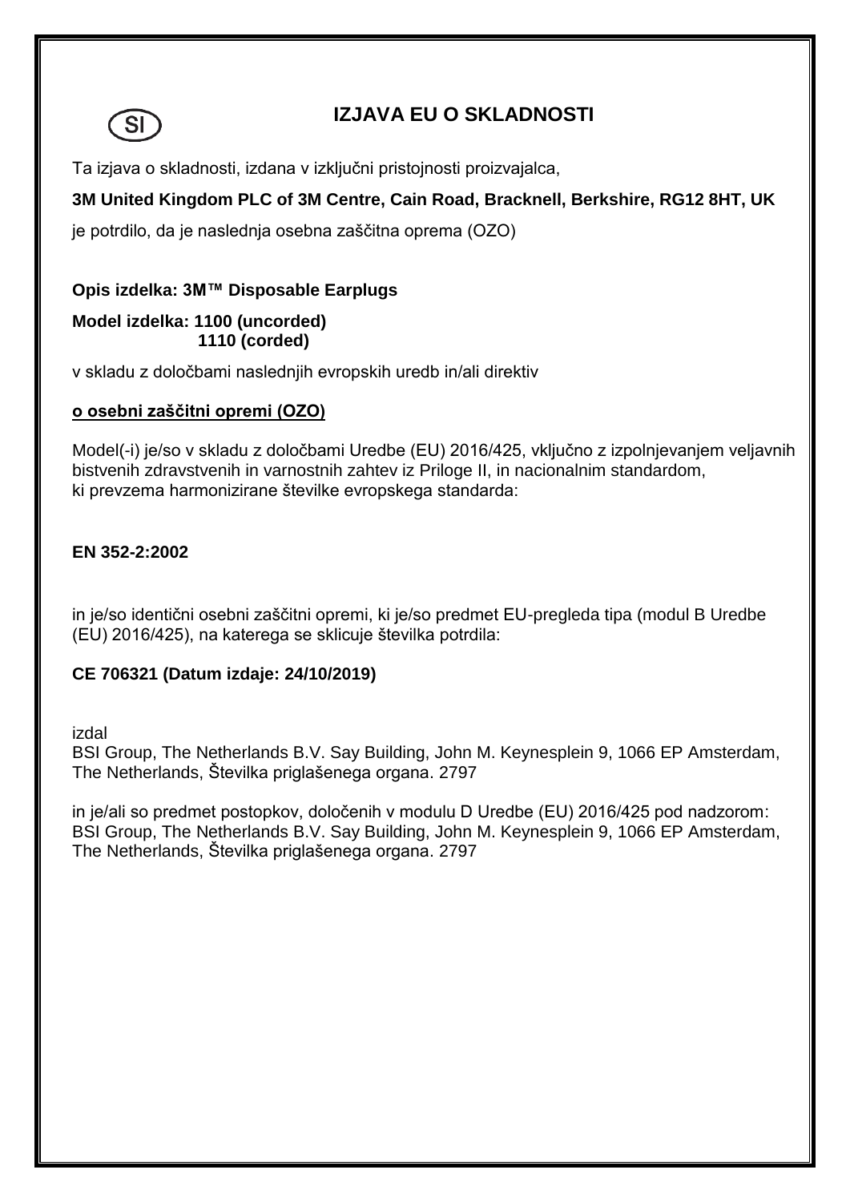SI

# IZJAVA EU O SKLADNOSTI

Ta izjava o skladnosti, izdana v izključni pristojnosti proizvajalca,

**3M United Kingdom PLC of 3M Centre, Cain Road, Bracknell, Berkshire, RG12 8HT, UK**

je potrdilo, da je naslednja osebna zaščitna oprema (OZO)

**Opis izdelka: 3M™ Disposable Earplugs**

**Model izdelka: 1100 (uncorded)**
**1110 (corded)**

v skladu z določbami naslednjih evropskih uredb in/ali direktiv

**o osebni zaščitni opremi (OZO)**

Model(-i) je/so v skladu z določbami Uredbe (EU) 2016/425, vključno z izpolnjevanjem veljavnih bistvenih zdravstvenih in varnostnih zahtev iz Priloge II, in nacionalnim standardom, ki prevzema harmonizirane številke evropskega standarda:

**EN 352-2:2002**

in je/so identični osebni zaščitni opremi, ki je/so predmet EU-pregleda tipa (modul B Uredbe (EU) 2016/425), na katerega se sklicuje številka potrdila:

**CE 706321 (Datum izdaje: 24/10/2019)**

izdal
BSI Group, The Netherlands B.V. Say Building, John M. Keynesplein 9, 1066 EP Amsterdam, The Netherlands, Številka priglašenega organa. 2797

in je/ali so predmet postopkov, določenih v modulu D Uredbe (EU) 2016/425 pod nadzorom:
BSI Group, The Netherlands B.V. Say Building, John M. Keynesplein 9, 1066 EP Amsterdam, The Netherlands, Številka priglašenega organa. 2797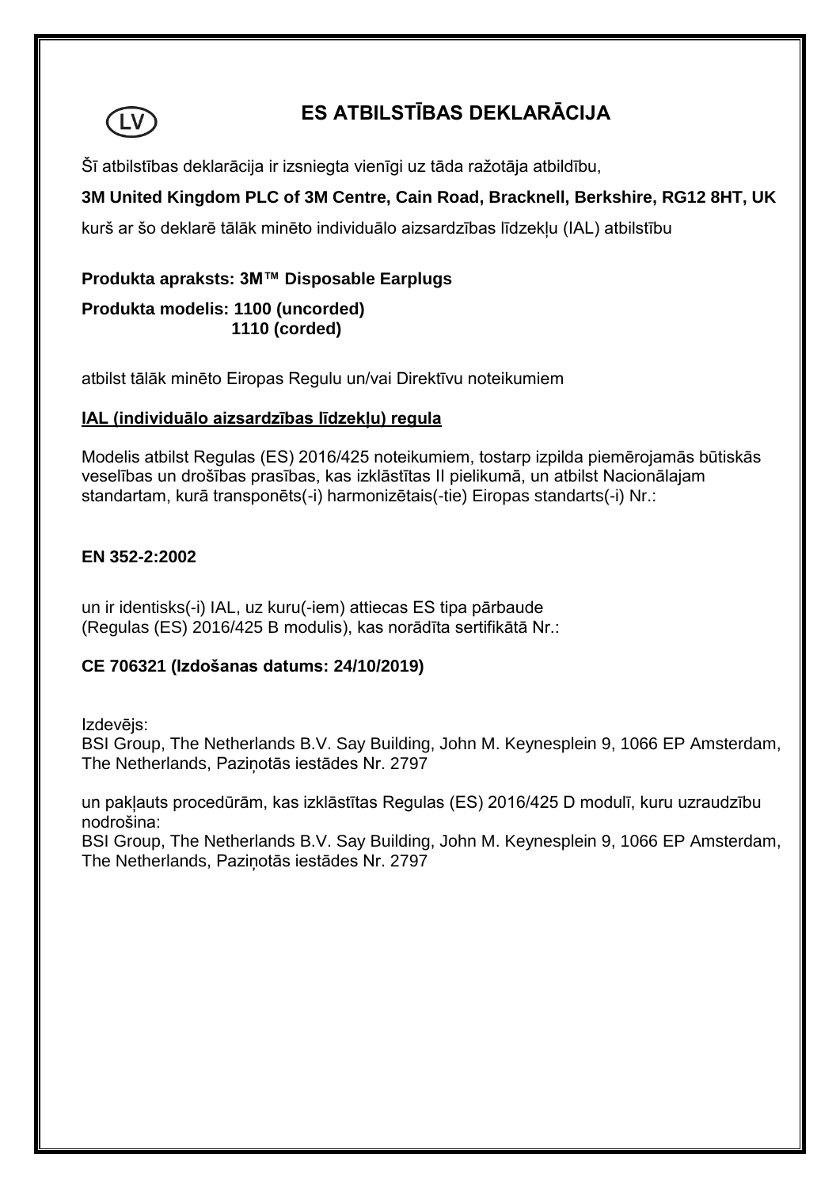LV

# ES ATBILSTĪBAS DEKLARĀCIJA

Šī atbilstības deklarācija ir izsniegta vienīgi uz tāda ražotāja atbildību,

**3M United Kingdom PLC of 3M Centre, Cain Road, Bracknell, Berkshire, RG12 8HT, UK**

kurš ar šo deklarē tālāk minēto individuālo aizsardzības līdzekļu (IAL) atbilstību

**Produkta apraksts: 3M™ Disposable Earplugs**

**Produkta modelis: 1100 (uncorded)**
**1110 (corded)**

atbilst tālāk minēto Eiropas Regulu un/vai Direktīvu noteikumiem

**IAL (individuālo aizsardzības līdzekļu) regula**

Modelis atbilst Regulas (ES) 2016/425 noteikumiem, tostarp izpilda piemērojamās būtiskās veselības un drošības prasības, kas izklāstītas II pielikumā, un atbilst Nacionālajam standartam, kurā transponēts(-i) harmonizētais(-tie) Eiropas standarts(-i) Nr.:

**EN 352-2:2002**

un ir identisks(-i) IAL, uz kuru(-iem) attiecas ES tipa pārbaude
(Regulas (ES) 2016/425 B modulis), kas norādīta sertifikātā Nr.:

**CE 706321 (Izdošanas datums: 24/10/2019)**

Izdevējs:
BSI Group, The Netherlands B.V. Say Building, John M. Keynesplein 9, 1066 EP Amsterdam, The Netherlands, Paziņotās iestādes Nr. 2797

un pakļauts procedūrām, kas izklāstītas Regulas (ES) 2016/425 D modulī, kuru uzraudzību nodrošina:
BSI Group, The Netherlands B.V. Say Building, John M. Keynesplein 9, 1066 EP Amsterdam, The Netherlands, Paziņotās iestādes Nr. 2797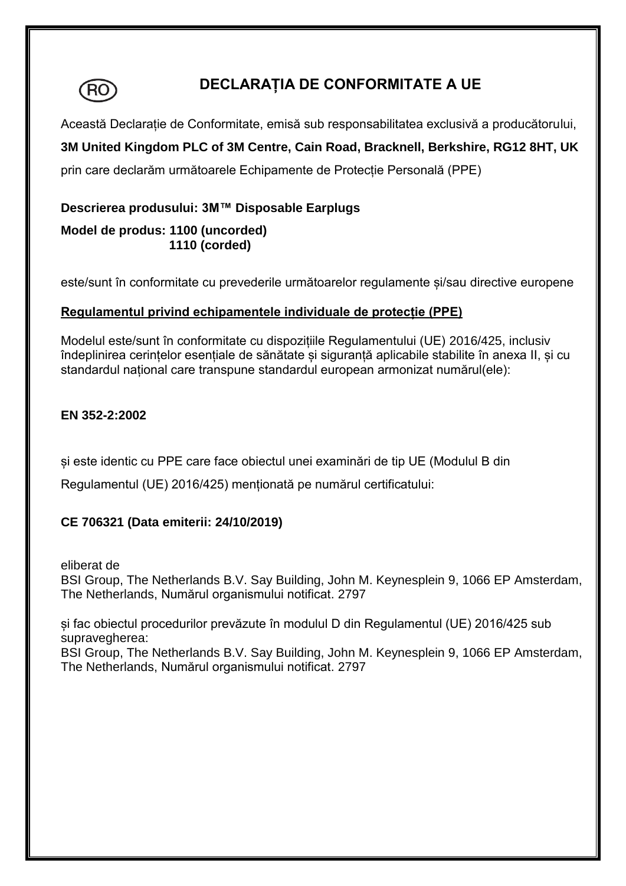(RO)

# DECLARAȚIA DE CONFORMITATE A UE

Această Declarație de Conformitate, emisă sub responsabilitatea exclusivă a producătorului,

**3M United Kingdom PLC of 3M Centre, Cain Road, Bracknell, Berkshire, RG12 8HT, UK**

prin care declarăm următoarele Echipamente de Protecție Personală (PPE)

**Descrierea produsului: 3M™ Disposable Earplugs**

**Model de produs: 1100 (uncorded)**
**1110 (corded)**

este/sunt în conformitate cu prevederile următoarelor regulamente și/sau directive europene

**Regulamentul privind echipamentele individuale de protecție (PPE)**

Modelul este/sunt în conformitate cu dispozițiile Regulamentului (UE) 2016/425, inclusiv îndeplinirea cerințelor esențiale de sănătate și siguranță aplicabile stabilite în anexa II, și cu standardul național care transpune standardul european armonizat numărul(ele):

**EN 352-2:2002**

și este identic cu PPE care face obiectul unei examinări de tip UE (Modulul B din Regulamentul (UE) 2016/425) menționată pe numărul certificatului:

**CE 706321 (Data emiterii: 24/10/2019)**

eliberat de
BSI Group, The Netherlands B.V. Say Building, John M. Keynesplein 9, 1066 EP Amsterdam, The Netherlands, Numărul organismului notificat. 2797

și fac obiectul procedurilor prevăzute în modulul D din Regulamentul (UE) 2016/425 sub supravegherea:
BSI Group, The Netherlands B.V. Say Building, John M. Keynesplein 9, 1066 EP Amsterdam, The Netherlands, Numărul organismului notificat. 2797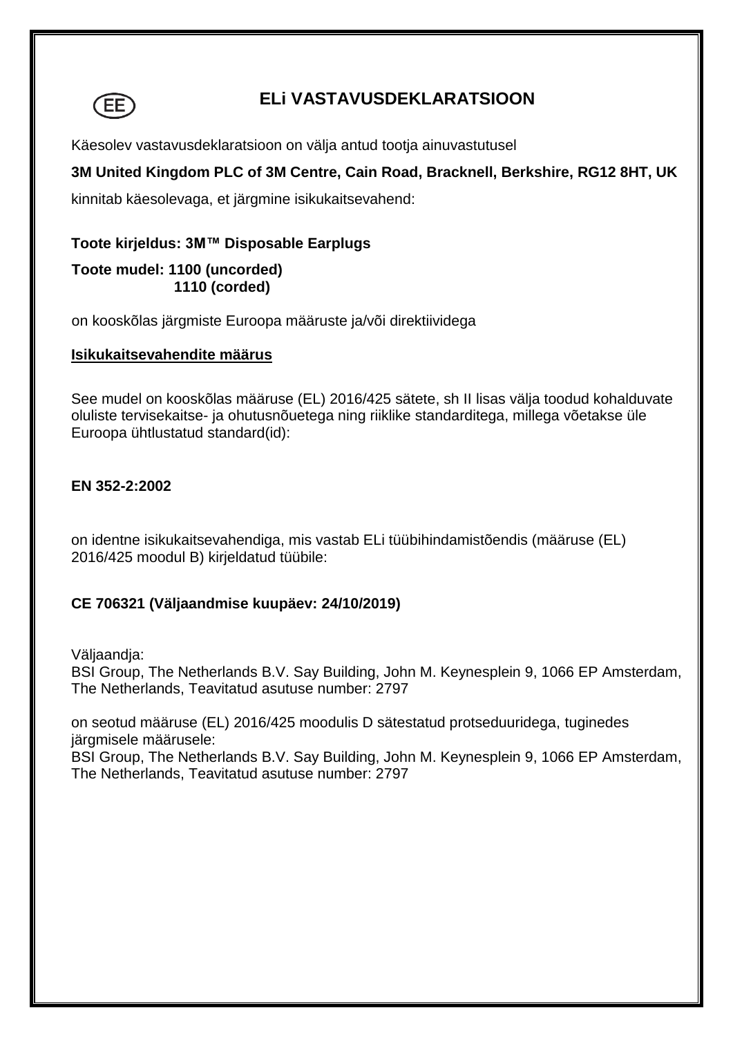EE

# ELi VASTAVUSDEKLARATSIOON

Käesolev vastavusdeklaratsioon on välja antud tootja ainuvastutusel

**3M United Kingdom PLC of 3M Centre, Cain Road, Bracknell, Berkshire, RG12 8HT, UK**

kinnitab käesolevaga, et järgmine isikukaitsevahend:

**Toote kirjeldus: 3M™ Disposable Earplugs**

**Toote mudel: 1100 (uncorded)**
**1110 (corded)**

on kooskõlas järgmiste Euroopa määruste ja/või direktiividega

**Isikukaitsevahendite määrus**

See mudel on kooskõlas määruse (EL) 2016/425 sätete, sh II lisas välja toodud kohalduvate oluliste tervisekaitse- ja ohutusnõuetega ning riiklike standarditega, millega võetakse üle Euroopa ühtlustatud standard(id):

**EN 352-2:2002**

on identne isikukaitsevahendiga, mis vastab ELi tüübihindamistõendis (määruse (EL) 2016/425 moodul B) kirjeldatud tüübile:

**CE 706321 (Väljaandmise kuupäev: 24/10/2019)**

Väljaandja:
BSI Group, The Netherlands B.V. Say Building, John M. Keynesplein 9, 1066 EP Amsterdam, The Netherlands, Teavitatud asutuse number: 2797

on seotud määruse (EL) 2016/425 moodulis D sätestatud protseduuridega, tuginedes järgmisele määrusele:
BSI Group, The Netherlands B.V. Say Building, John M. Keynesplein 9, 1066 EP Amsterdam, The Netherlands, Teavitatud asutuse number: 2797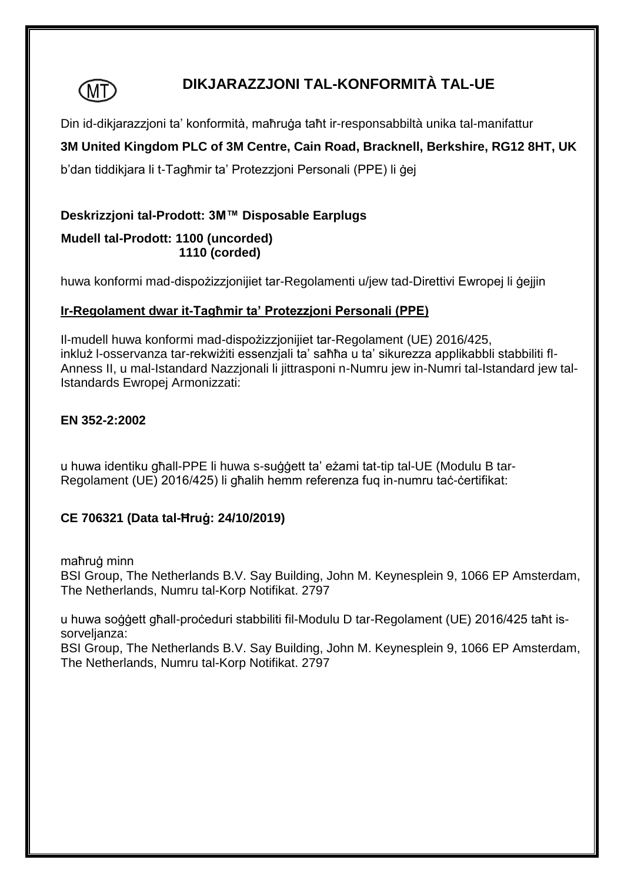(MT)

# DIKJARAZZJONI TAL-KONFORMITÀ TAL-UE

Din id-dikjarazzjoni ta' konformità, maħruġa taħt ir-responsabbiltà unika tal-manifattur

**3M United Kingdom PLC of 3M Centre, Cain Road, Bracknell, Berkshire, RG12 8HT, UK**

b'dan tiddikjara li t-Tagħmir ta' Protezzjoni Personali (PPE) li ġej

**Deskrizzjoni tal-Prodott: 3M™ Disposable Earplugs**

**Mudell tal-Prodott: 1100 (uncorded)**
**1110 (corded)**

huwa konformi mad-dispożizzjonijiet tar-Regolamenti u/jew tad-Direttivi Ewropej li ġejjin

**Ir-Regolament dwar it-Tagħmir ta' Protezzjoni Personali (PPE)**

Il-mudell huwa konformi mad-dispożizzjonijiet tar-Regolament (UE) 2016/425, inkluż l-osservanza tar-rekwiżiti essenzjali ta' saħħa u ta' sikurezza applikabbli stabbiliti fl-Anness II, u mal-Istandard Nazzjonali li jittrasponi n-Numru jew in-Numri tal-Istandard jew tal-Istandards Ewropej Armonizzati:

**EN 352-2:2002**

u huwa identiku għall-PPE li huwa s-suġġett ta' eżami tat-tip tal-UE (Modulu B tar-Regolament (UE) 2016/425) li għalih hemm referenza fuq in-numru taċ-ċertifikat:

**CE 706321 (Data tal-Ħruġ: 24/10/2019)**

maħruġ minn
BSI Group, The Netherlands B.V. Say Building, John M. Keynesplein 9, 1066 EP Amsterdam, The Netherlands, Numru tal-Korp Notifikat. 2797

u huwa soġġett għall-proċeduri stabbiliti fil-Modulu D tar-Regolament (UE) 2016/425 taħt is-sorveljanza:
BSI Group, The Netherlands B.V. Say Building, John M. Keynesplein 9, 1066 EP Amsterdam, The Netherlands, Numru tal-Korp Notifikat. 2797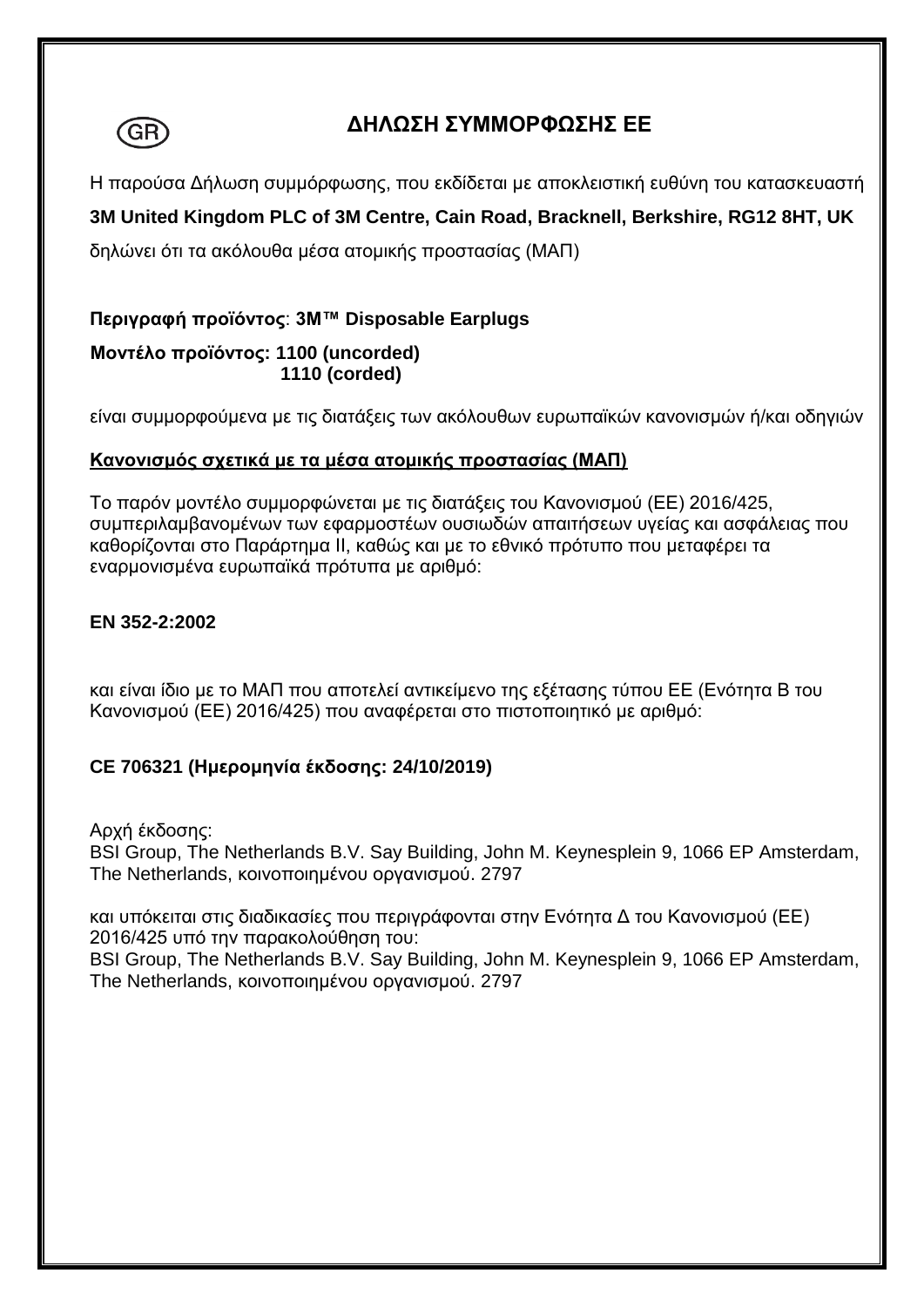(GR)

# ΔΗΛΩΣΗ ΣΥΜΜΟΡΦΩΣΗΣ ΕΕ

Η παρούσα Δήλωση συμμόρφωσης, που εκδίδεται με αποκλειστική ευθύνη του κατασκευαστή

**3M United Kingdom PLC of 3M Centre, Cain Road, Bracknell, Berkshire, RG12 8HT, UK**

δηλώνει ότι τα ακόλουθα μέσα ατομικής προστασίας (ΜΑΠ)

**Περιγραφή προϊόντος**: **3M™ Disposable Earplugs**

**Μοντέλο προϊόντος: 1100 (uncorded)**
**1110 (corded)**

είναι συμμορφούμενα με τις διατάξεις των ακόλουθων ευρωπαϊκών κανονισμών ή/και οδηγιών

**Κανονισμός σχετικά με τα μέσα ατομικής προστασίας (ΜΑΠ)**

Το παρόν μοντέλο συμμορφώνεται με τις διατάξεις του Κανονισμού (ΕΕ) 2016/425, συμπεριλαμβανομένων των εφαρμοστέων ουσιωδών απαιτήσεων υγείας και ασφάλειας που καθορίζονται στο Παράρτημα II, καθώς και με το εθνικό πρότυπο που μεταφέρει τα εναρμονισμένα ευρωπαϊκά πρότυπα με αριθμό:

**EN 352-2:2002**

και είναι ίδιο με το ΜΑΠ που αποτελεί αντικείμενο της εξέτασης τύπου ΕΕ (Ενότητα B του Κανονισμού (ΕΕ) 2016/425) που αναφέρεται στο πιστοποιητικό με αριθμό:

**CE 706321 (Ημερομηνία έκδοσης: 24/10/2019)**

Αρχή έκδοσης:
BSI Group, The Netherlands B.V. Say Building, John M. Keynesplein 9, 1066 EP Amsterdam, The Netherlands, κοινοποιημένου οργανισμού. 2797

και υπόκειται στις διαδικασίες που περιγράφονται στην Ενότητα Δ του Κανονισμού (ΕΕ) 2016/425 υπό την παρακολούθηση του:
BSI Group, The Netherlands B.V. Say Building, John M. Keynesplein 9, 1066 EP Amsterdam, The Netherlands, κοινοποιημένου οργανισμού. 2797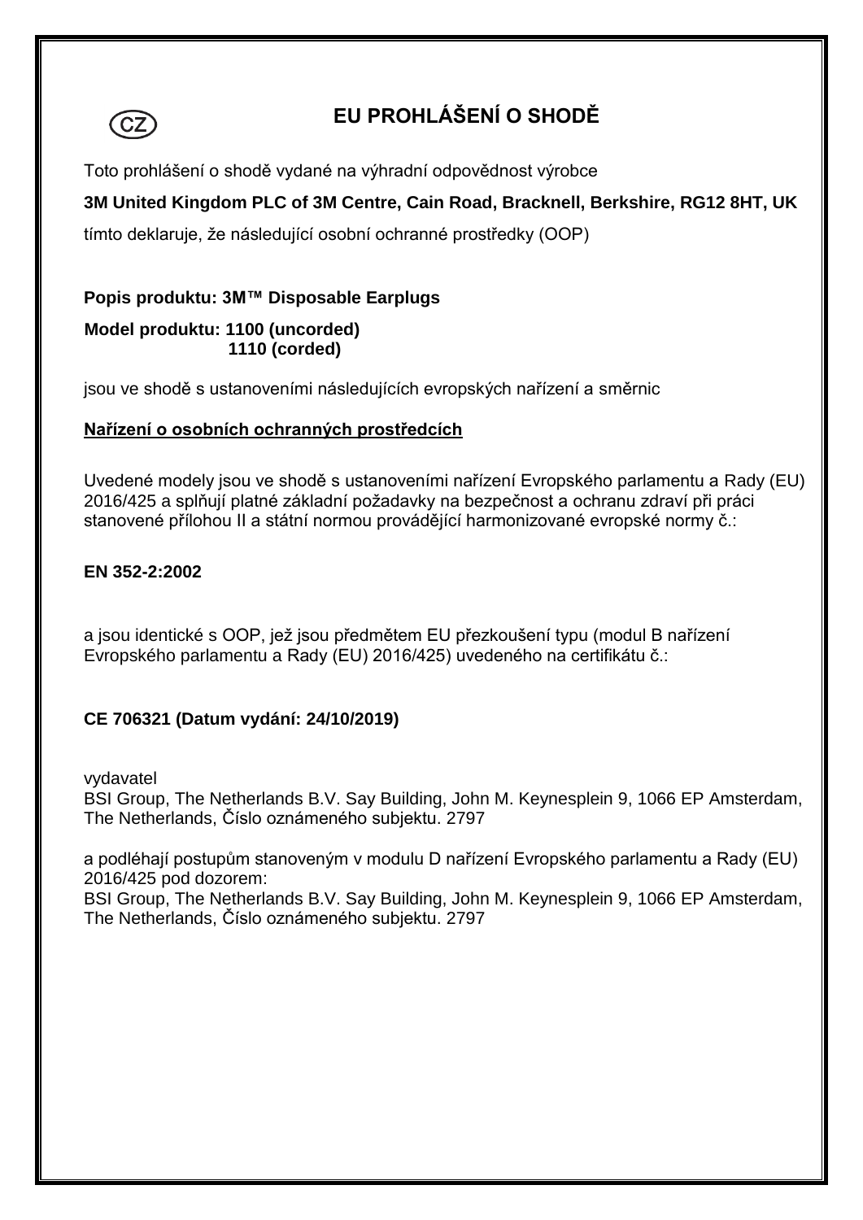(CZ)

# EU PROHLÁŠENÍ O SHODĚ

Toto prohlášení o shodě vydané na výhradní odpovědnost výrobce

**3M United Kingdom PLC of 3M Centre, Cain Road, Bracknell, Berkshire, RG12 8HT, UK**

tímto deklaruje, že následující osobní ochranné prostředky (OOP)

**Popis produktu: 3M™ Disposable Earplugs**

**Model produktu: 1100 (uncorded)**
**1110 (corded)**

jsou ve shodě s ustanoveními následujících evropských nařízení a směrnic

**Nařízení o osobních ochranných prostředcích**

Uvedené modely jsou ve shodě s ustanoveními nařízení Evropského parlamentu a Rady (EU) 2016/425 a splňují platné základní požadavky na bezpečnost a ochranu zdraví při práci stanovené přílohou II a státní normou provádějící harmonizované evropské normy č.:

**EN 352-2:2002**

a jsou identické s OOP, jež jsou předmětem EU přezkoušení typu (modul B nařízení Evropského parlamentu a Rady (EU) 2016/425) uvedeného na certifikátu č.:

**CE 706321 (Datum vydání: 24/10/2019)**

vydavatel
BSI Group, The Netherlands B.V. Say Building, John M. Keynesplein 9, 1066 EP Amsterdam, The Netherlands, Číslo oznámeného subjektu. 2797

a podléhají postupům stanoveným v modulu D nařízení Evropského parlamentu a Rady (EU) 2016/425 pod dozorem:
BSI Group, The Netherlands B.V. Say Building, John M. Keynesplein 9, 1066 EP Amsterdam, The Netherlands, Číslo oznámeného subjektu. 2797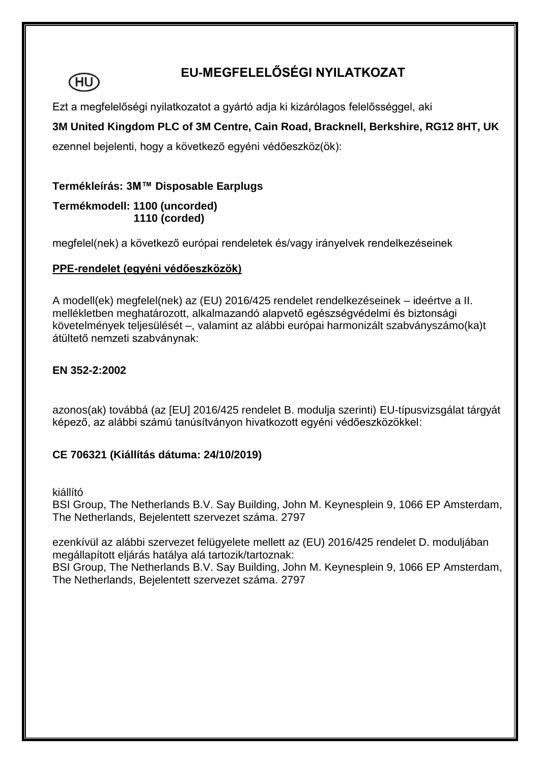HU

# EU-MEGFELELŐSÉGI NYILATKOZAT

Ezt a megfelelőségi nyilatkozatot a gyártó adja ki kizárólagos felelősséggel, aki

**3M United Kingdom PLC of 3M Centre, Cain Road, Bracknell, Berkshire, RG12 8HT, UK**

ezennel bejelenti, hogy a következő egyéni védőeszköz(ök):

**Termékleírás: 3M™ Disposable Earplugs**

**Termékmodell: 1100 (uncorded)**
**1110 (corded)**

megfelel(nek) a következő európai rendeletek és/vagy irányelvek rendelkezéseinek

**PPE-rendelet (egyéni védőeszközök)**

A modell(ek) megfelel(nek) az (EU) 2016/425 rendelet rendelkezéseinek – ideértve a II. mellékletben meghatározott, alkalmazandó alapvető egészségvédelmi és biztonsági követelmények teljesülését –, valamint az alábbi európai harmonizált szabványszámo(ka)t átültető nemzeti szabványnak:

**EN 352-2:2002**

azonos(ak) továbbá (az [EU] 2016/425 rendelet B. modulja szerinti) EU-típusvizsgálat tárgyát képező, az alábbi számú tanúsítványon hivatkozott egyéni védőeszközökkel:

**CE 706321 (Kiállítás dátuma: 24/10/2019)**

kiállító
BSI Group, The Netherlands B.V. Say Building, John M. Keynesplein 9, 1066 EP Amsterdam, The Netherlands, Bejelentett szervezet száma. 2797

ezenkívül az alábbi szervezet felügyelete mellett az (EU) 2016/425 rendelet D. moduljában megállapított eljárás hatálya alá tartozik/tartoznak:
BSI Group, The Netherlands B.V. Say Building, John M. Keynesplein 9, 1066 EP Amsterdam, The Netherlands, Bejelentett szervezet száma. 2797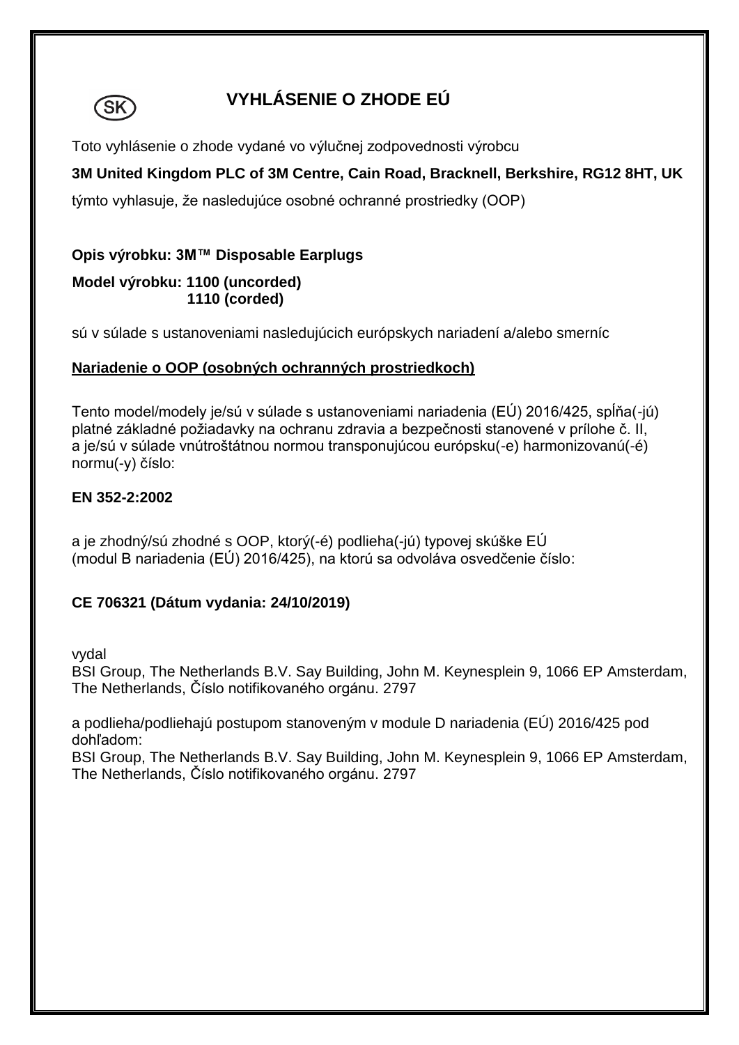SK

# VYHLÁSENIE O ZHODE EÚ

Toto vyhlásenie o zhode vydané vo výlučnej zodpovednosti výrobcu

**3M United Kingdom PLC of 3M Centre, Cain Road, Bracknell, Berkshire, RG12 8HT, UK**

týmto vyhlasuje, že nasledujúce osobné ochranné prostriedky (OOP)

**Opis výrobku: 3M™ Disposable Earplugs**

**Model výrobku: 1100 (uncorded)**
**1110 (corded)**

sú v súlade s ustanoveniami nasledujúcich európskych nariadení a/alebo smerníc

**<u>Nariadenie o OOP (osobných ochranných prostriedkoch)</u>**

Tento model/modely je/sú v súlade s ustanoveniami nariadenia (EÚ) 2016/425, spĺňa(-jú) platné základné požiadavky na ochranu zdravia a bezpečnosti stanovené v prílohe č. II, a je/sú v súlade vnútroštátnou normou transponujúcou európsku(-e) harmonizovanú(-é) normu(-y) číslo:

**EN 352-2:2002**

a je zhodný/sú zhodné s OOP, ktorý(-é) podlieha(-jú) typovej skúške EÚ (modul B nariadenia (EÚ) 2016/425), na ktorú sa odvoláva osvedčenie číslo:

**CE 706321 (Dátum vydania: 24/10/2019)**

vydal
BSI Group, The Netherlands B.V. Say Building, John M. Keynesplein 9, 1066 EP Amsterdam, The Netherlands, Číslo notifikovaného orgánu. 2797

a podlieha/podliehajú postupom stanoveným v module D nariadenia (EÚ) 2016/425 pod dohľadom:
BSI Group, The Netherlands B.V. Say Building, John M. Keynesplein 9, 1066 EP Amsterdam, The Netherlands, Číslo notifikovaného orgánu. 2797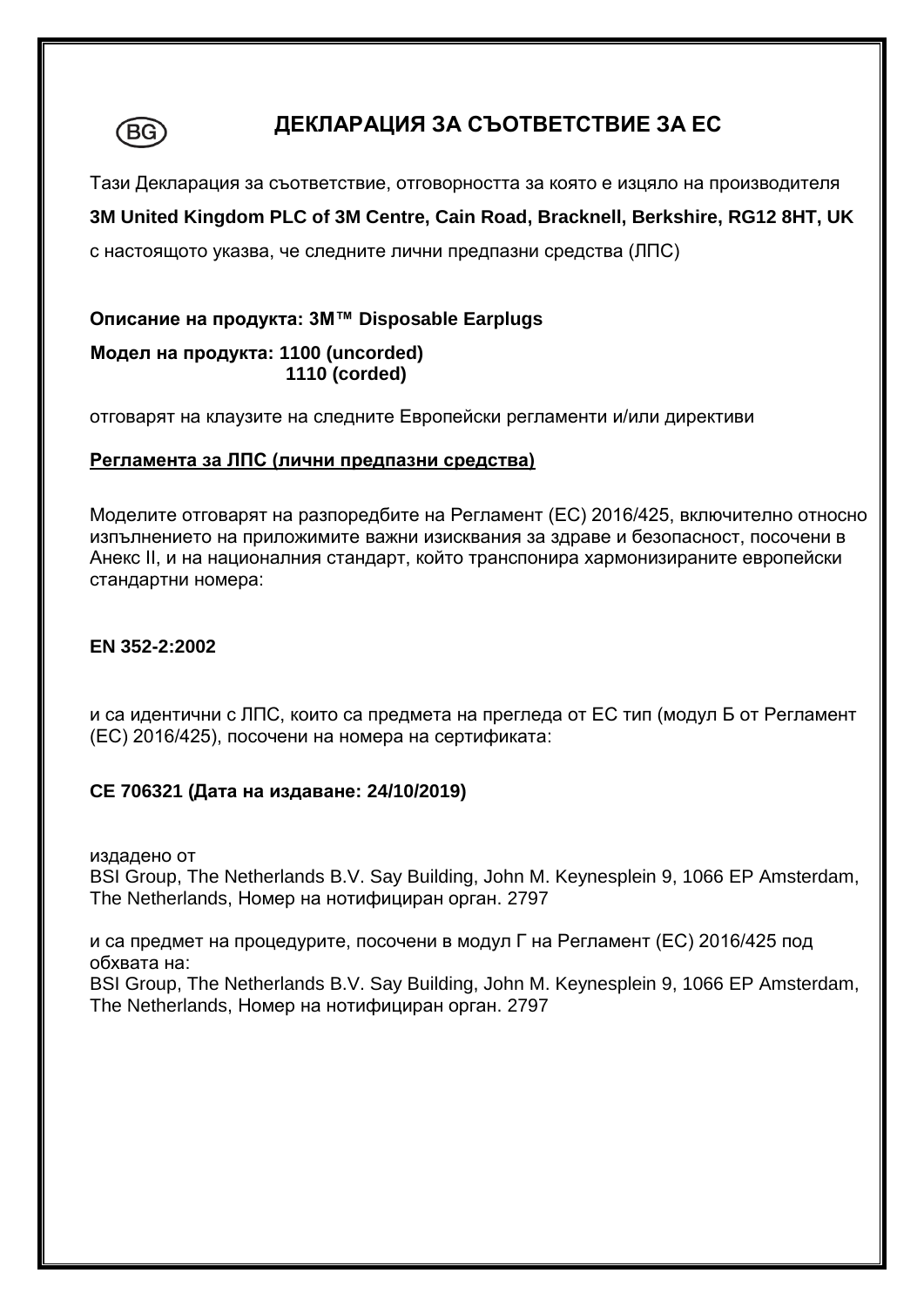(BG)

# ДЕКЛАРАЦИЯ ЗА СЪОТВЕТСТВИЕ ЗА ЕС

Тази Декларация за съответствие, отговорността за която е изцяло на производителя

**3M United Kingdom PLC of 3M Centre, Cain Road, Bracknell, Berkshire, RG12 8HT, UK**

с настоящото указва, че следните лични предпазни средства (ЛПС)

**Описание на продукта: 3M™ Disposable Earplugs**

**Модел на продукта: 1100 (uncorded)**
**1110 (corded)**

отговарят на клаузите на следните Европейски регламенти и/или директиви

**Регламента за ЛПС (лични предпазни средства)**

Моделите отговарят на разпоредбите на Регламент (ЕС) 2016/425, включително относно изпълнението на приложимите важни изисквания за здраве и безопасност, посочени в Анекс II, и на националния стандарт, който транспонира хармонизираните европейски стандартни номера:

**EN 352-2:2002**

и са идентични с ЛПС, които са предмета на прегледа от ЕС тип (модул Б от Регламент (ЕС) 2016/425), посочени на номера на сертификата:

**CE 706321 (Дата на издаване: 24/10/2019)**

издадено от
BSI Group, The Netherlands B.V. Say Building, John M. Keynesplein 9, 1066 EP Amsterdam, The Netherlands, Номер на нотифициран орган. 2797

и са предмет на процедурите, посочени в модул Г на Регламент (ЕС) 2016/425 под обхвата на:
BSI Group, The Netherlands B.V. Say Building, John M. Keynesplein 9, 1066 EP Amsterdam, The Netherlands, Номер на нотифициран орган. 2797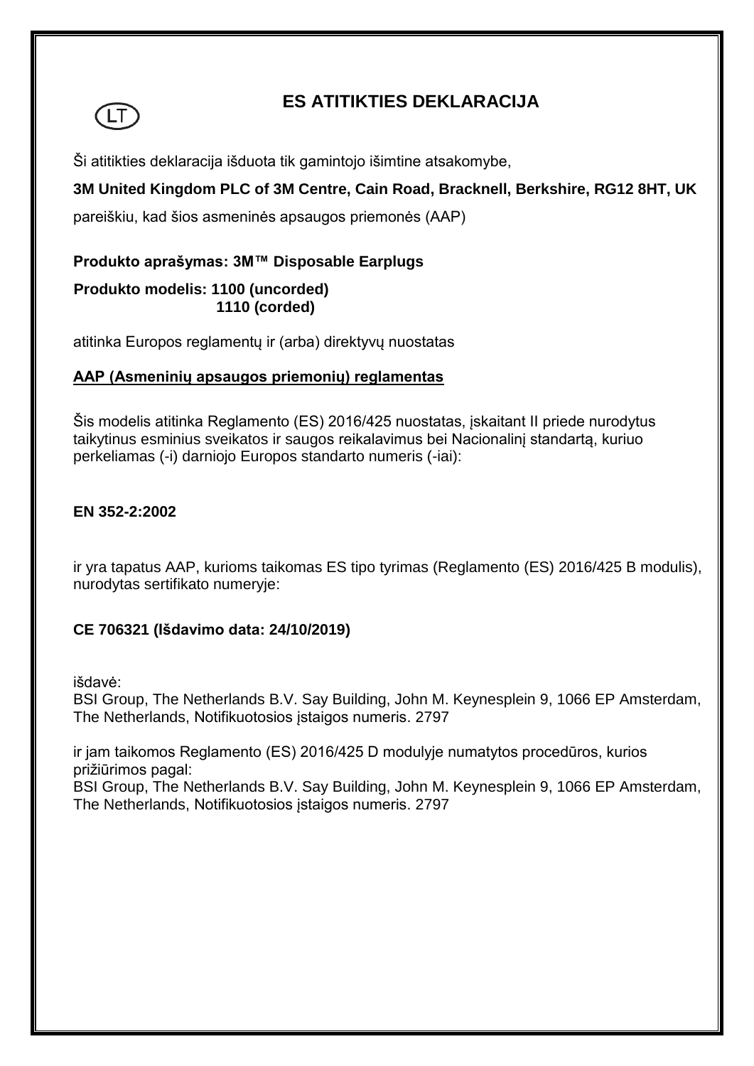(LT)

# ES ATITIKTIES DEKLARACIJA

Ši atitikties deklaracija išduota tik gamintojo išimtine atsakomybe,

**3M United Kingdom PLC of 3M Centre, Cain Road, Bracknell, Berkshire, RG12 8HT, UK**

pareiškiu, kad šios asmeninės apsaugos priemonės (AAP)

**Produkto aprašymas: 3M™ Disposable Earplugs**

**Produkto modelis: 1100 (uncorded)**
**1110 (corded)**

atitinka Europos reglamentų ir (arba) direktyvų nuostatas

**AAP (Asmeninių apsaugos priemonių) reglamentas**

Šis modelis atitinka Reglamento (ES) 2016/425 nuostatas, įskaitant II priede nurodytus taikytinus esminius sveikatos ir saugos reikalavimus bei Nacionalinį standartą, kuriuo perkeliamas (-i) darniojo Europos standarto numeris (-iai):

**EN 352-2:2002**

ir yra tapatus AAP, kurioms taikomas ES tipo tyrimas (Reglamento (ES) 2016/425 B modulis), nurodytas sertifikato numeryje:

**CE 706321 (Išdavimo data: 24/10/2019)**

išdavė:
BSI Group, The Netherlands B.V. Say Building, John M. Keynesplein 9, 1066 EP Amsterdam, The Netherlands, Notifikuotosios įstaigos numeris. 2797

ir jam taikomos Reglamento (ES) 2016/425 D modulyje numatytos procedūros, kurios prižiūrimos pagal:
BSI Group, The Netherlands B.V. Say Building, John M. Keynesplein 9, 1066 EP Amsterdam, The Netherlands, Notifikuotosios įstaigos numeris. 2797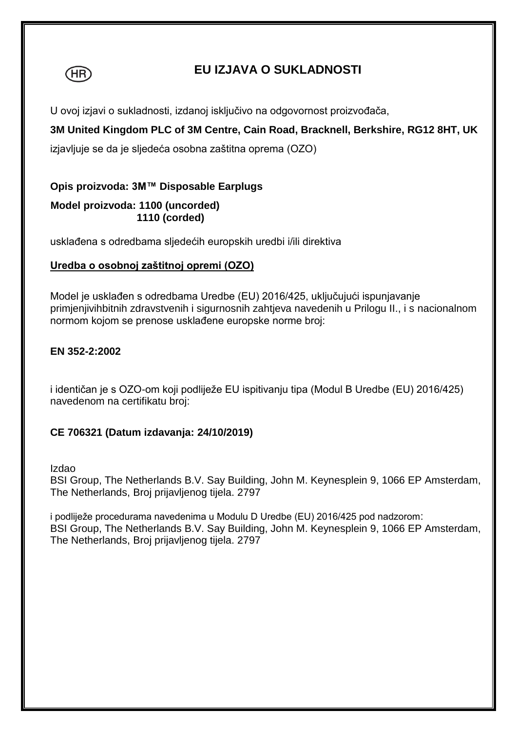HR

# EU IZJAVA O SUKLADNOSTI

U ovoj izjavi o sukladnosti, izdanoj isključivo na odgovornost proizvođača,

**3M United Kingdom PLC of 3M Centre, Cain Road, Bracknell, Berkshire, RG12 8HT, UK**

izjavljuje se da je sljedeća osobna zaštitna oprema (OZO)

**Opis proizvoda: 3M™ Disposable Earplugs**

**Model proizvoda: 1100 (uncorded)**
**1110 (corded)**

usklađena s odredbama sljedećih europskih uredbi i/ili direktiva

**Uredba o osobnoj zaštitnoj opremi (OZO)**

Model je usklađen s odredbama Uredbe (EU) 2016/425, uključujući ispunjavanje primjenjivihbitnih zdravstvenih i sigurnosnih zahtjeva navedenih u Prilogu II., i s nacionalnom normom kojom se prenose usklađene europske norme broj:

**EN 352-2:2002**

i identičan je s OZO-om koji podliježe EU ispitivanju tipa (Modul B Uredbe (EU) 2016/425) navedenom na certifikatu broj:

**CE 706321 (Datum izdavanja: 24/10/2019)**

Izdao
BSI Group, The Netherlands B.V. Say Building, John M. Keynesplein 9, 1066 EP Amsterdam, The Netherlands, Broj prijavljenog tijela. 2797

i podliježe procedurama navedenima u Modulu D Uredbe (EU) 2016/425 pod nadzorom:
BSI Group, The Netherlands B.V. Say Building, John M. Keynesplein 9, 1066 EP Amsterdam, The Netherlands, Broj prijavljenog tijela. 2797